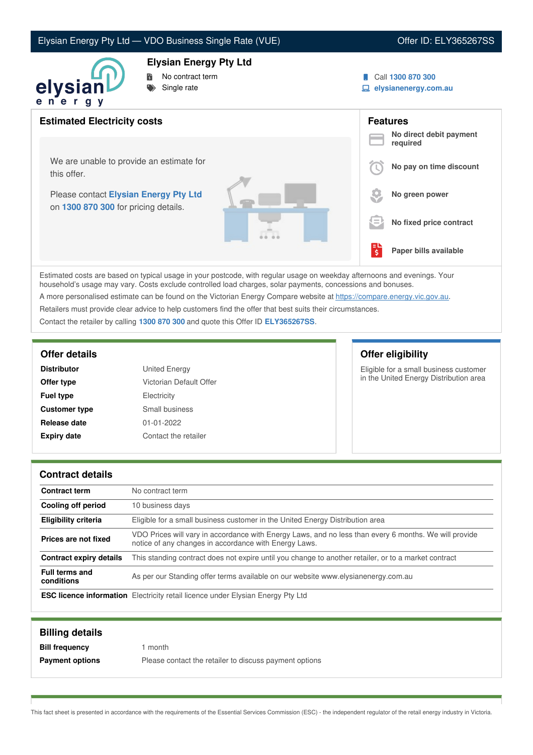# Elysian Energy Pty Ltd — VDO Business Single Rate (VUE)

Offer ID: ELY365267SS

## Elysian Energy Pty Ltd

- No contract term
- Single rate

Call **1300 870 300**

**elysianenergy.com.au**

## Estimated Electricity costs

We are unable to provide an estimate for this offer.

Please contact **Elysian Energy Pty Ltd** on **1300 870 300** for pricing details.

## Features

- **No direct debit payment required**
- **No pay on time discount**
- **No green power**
- **No fixed price contract**
- **Paper bills available**

Estimated costs are based on typical usage in your postcode, with regular usage on weekday afternoons and evenings. Your household's usage may vary. Costs exclude controlled load charges, solar payments, concessions and bonuses.

A more personalised estimate can be found on the Victorian Energy Compare website at https://compare.energy.vic.gov.au.

Retailers must provide clear advice to help customers find the offer that best suits their circumstances.

Contact the retailer by calling **1300 870 300** and quote this Offer ID **ELY365267SS**.

## Offer details

| | |
|---|---|
| **Distributor** | United Energy |
| **Offer type** | Victorian Default Offer |
| **Fuel type** | Electricity |
| **Customer type** | Small business |
| **Release date** | 01-01-2022 |
| **Expiry date** | Contact the retailer |

## Offer eligibility

Eligible for a small business customer in the United Energy Distribution area

## Contract details

| | |
|---|---|
| **Contract term** | No contract term |
| **Cooling off period** | 10 business days |
| **Eligibility criteria** | Eligible for a small business customer in the United Energy Distribution area |
| **Prices are not fixed** | VDO Prices will vary in accordance with Energy Laws, and no less than every 6 months. We will provide notice of any changes in accordance with Energy Laws. |
| **Contract expiry details** | This standing contract does not expire until you change to another retailer, or to a market contract |
| **Full terms and conditions** | As per our Standing offer terms available on our website www.elysianenergy.com.au |
| **ESC licence information** | Electricity retail licence under Elysian Energy Pty Ltd |

## Billing details

| | |
|---|---|
| **Bill frequency** | 1 month |
| **Payment options** | Please contact the retailer to discuss payment options |

This fact sheet is presented in accordance with the requirements of the Essential Services Commission (ESC) - the independent regulator of the retail energy industry in Victoria.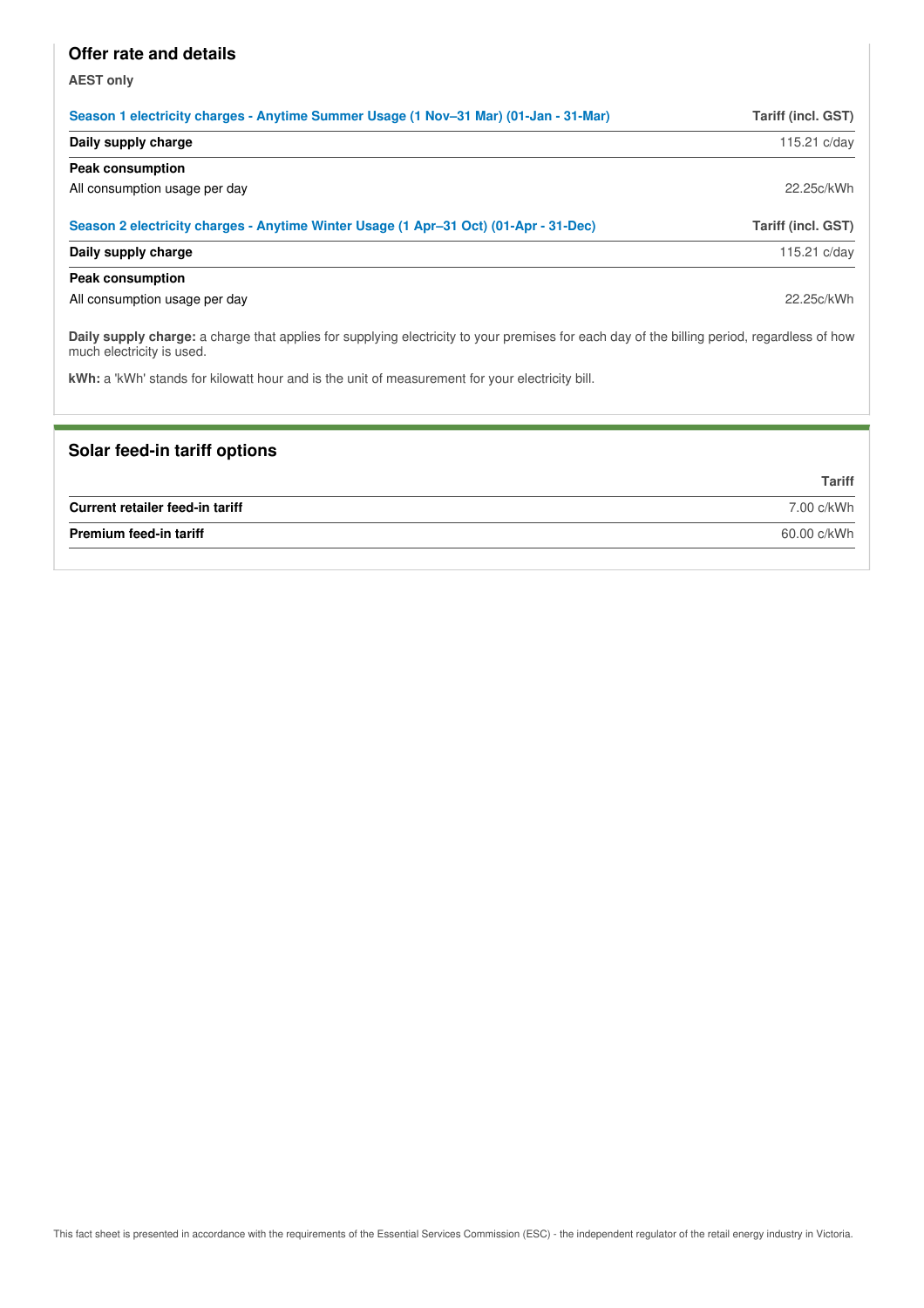## Offer rate and details

**AEST only**

| Season 1 electricity charges - Anytime Summer Usage (1 Nov–31 Mar) (01-Jan - 31-Mar) | Tariff (incl. GST) |
|---|---|
| **Daily supply charge** | 115.21 c/day |
| **Peak consumption** | |
| All consumption usage per day | 22.25c/kWh |

| Season 2 electricity charges - Anytime Winter Usage (1 Apr–31 Oct) (01-Apr - 31-Dec) | Tariff (incl. GST) |
|---|---|
| **Daily supply charge** | 115.21 c/day |
| **Peak consumption** | |
| All consumption usage per day | 22.25c/kWh |

**Daily supply charge:** a charge that applies for supplying electricity to your premises for each day of the billing period, regardless of how much electricity is used.

**kWh:** a 'kWh' stands for kilowatt hour and is the unit of measurement for your electricity bill.

## Solar feed-in tariff options

| | Tariff |
|---|---|
| **Current retailer feed-in tariff** | 7.00 c/kWh |
| **Premium feed-in tariff** | 60.00 c/kWh |

This fact sheet is presented in accordance with the requirements of the Essential Services Commission (ESC) - the independent regulator of the retail energy industry in Victoria.